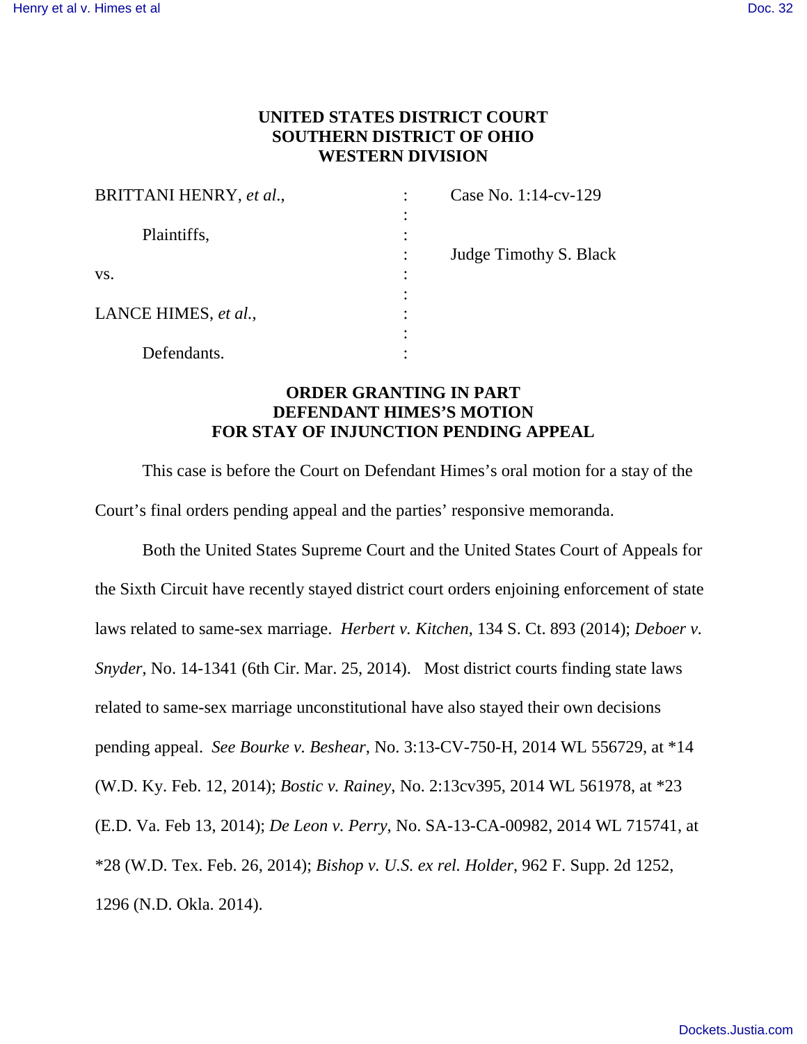**UNITED STATES DISTRICT COURT**
**SOUTHERN DISTRICT OF OHIO**
**WESTERN DIVISION**

| | | |
|---|---|---|
| BRITTANI HENRY, *et al.*, | : | Case No. 1:14-cv-129 |
| | : | |
| Plaintiffs, | : | |
| | : | Judge Timothy S. Black |
| vs. | : | |
| | : | |
| LANCE HIMES, *et al.*, | : | |
| | : | |
| Defendants. | : | |

**ORDER GRANTING IN PART DEFENDANT HIMES'S MOTION FOR STAY OF INJUNCTION PENDING APPEAL**

This case is before the Court on Defendant Himes's oral motion for a stay of the Court's final orders pending appeal and the parties' responsive memoranda.

Both the United States Supreme Court and the United States Court of Appeals for the Sixth Circuit have recently stayed district court orders enjoining enforcement of state laws related to same-sex marriage. *Herbert v. Kitchen*, 134 S. Ct. 893 (2014); *Deboer v. Snyder*, No. 14-1341 (6th Cir. Mar. 25, 2014). Most district courts finding state laws related to same-sex marriage unconstitutional have also stayed their own decisions pending appeal. *See Bourke v. Beshear*, No. 3:13-CV-750-H, 2014 WL 556729, at *14 (W.D. Ky. Feb. 12, 2014); *Bostic v. Rainey*, No. 2:13cv395, 2014 WL 561978, at *23 (E.D. Va. Feb 13, 2014); *De Leon v. Perry*, No. SA-13-CA-00982, 2014 WL 715741, at *28 (W.D. Tex. Feb. 26, 2014); *Bishop v. U.S. ex rel. Holder*, 962 F. Supp. 2d 1252, 1296 (N.D. Okla. 2014).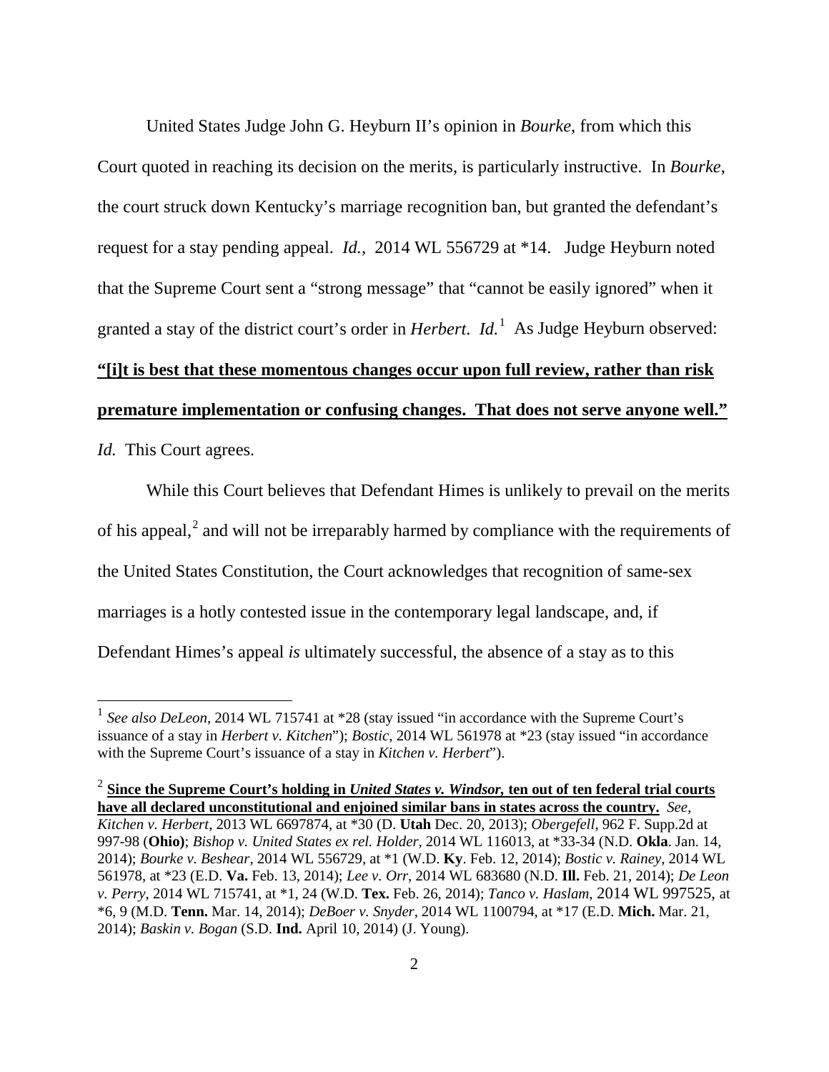United States Judge John G. Heyburn II's opinion in *Bourke*, from which this Court quoted in reaching its decision on the merits, is particularly instructive. In *Bourke*, the court struck down Kentucky's marriage recognition ban, but granted the defendant's request for a stay pending appeal. *Id.,* 2014 WL 556729 at *14. Judge Heyburn noted that the Supreme Court sent a "strong message" that "cannot be easily ignored" when it granted a stay of the district court's order in *Herbert*. *Id.*[1] As Judge Heyburn observed: **"[i]t is best that these momentous changes occur upon full review, rather than risk premature implementation or confusing changes. That does not serve anyone well."** *Id.* This Court agrees.

While this Court believes that Defendant Himes is unlikely to prevail on the merits of his appeal,[2] and will not be irreparably harmed by compliance with the requirements of the United States Constitution, the Court acknowledges that recognition of same-sex marriages is a hotly contested issue in the contemporary legal landscape, and, if Defendant Himes's appeal *is* ultimately successful, the absence of a stay as to this

---

[1] *See also DeLeon*, 2014 WL 715741 at *28 (stay issued "in accordance with the Supreme Court's issuance of a stay in *Herbert v. Kitchen*"); *Bostic*, 2014 WL 561978 at *23 (stay issued "in accordance with the Supreme Court's issuance of a stay in *Kitchen v. Herbert*").

[2] **Since the Supreme Court's holding in *United States v. Windsor,* ten out of ten federal trial courts have all declared unconstitutional and enjoined similar bans in states across the country.** *See*, *Kitchen v. Herbert*, 2013 WL 6697874, at *30 (D. **Utah** Dec. 20, 2013); *Obergefell*, 962 F. Supp.2d at 997-98 (**Ohio**); *Bishop v. United States ex rel. Holder*, 2014 WL 116013, at *33-34 (N.D. **Okla**. Jan. 14, 2014); *Bourke v. Beshear*, 2014 WL 556729, at *1 (W.D. **Ky**. Feb. 12, 2014); *Bostic v. Rainey*, 2014 WL 561978, at *23 (E.D. **Va.** Feb. 13, 2014); *Lee v. Orr*, 2014 WL 683680 (N.D. **Ill.** Feb. 21, 2014); *De Leon v. Perry*, 2014 WL 715741, at *1, 24 (W.D. **Tex.** Feb. 26, 2014); *Tanco v. Haslam*, 2014 WL 997525, at *6, 9 (M.D. **Tenn.** Mar. 14, 2014); *DeBoer v. Snyder*, 2014 WL 1100794, at *17 (E.D. **Mich.** Mar. 21, 2014); *Baskin v. Bogan* (S.D. **Ind.** April 10, 2014) (J. Young).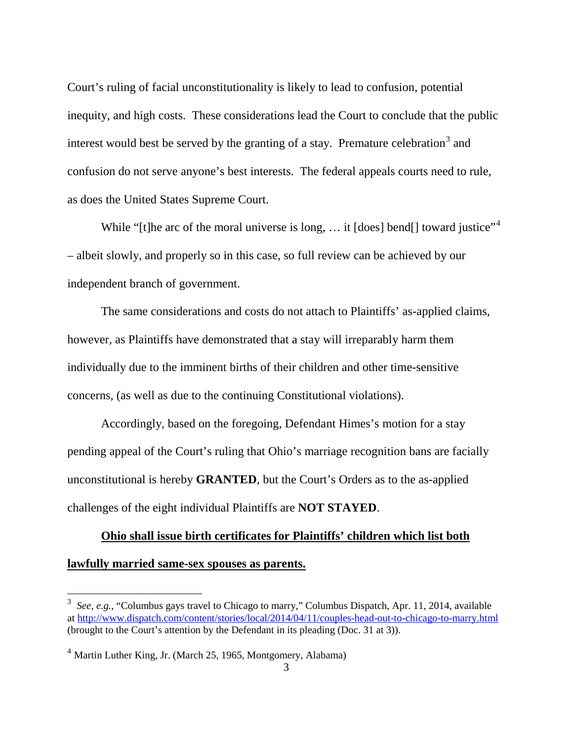Court's ruling of facial unconstitutionality is likely to lead to confusion, potential inequity, and high costs. These considerations lead the Court to conclude that the public interest would best be served by the granting of a stay. Premature celebration[3] and confusion do not serve anyone's best interests. The federal appeals courts need to rule, as does the United States Supreme Court.

While "[t]he arc of the moral universe is long, … it [does] bend[] toward justice"[4] – albeit slowly, and properly so in this case, so full review can be achieved by our independent branch of government.

The same considerations and costs do not attach to Plaintiffs' as-applied claims, however, as Plaintiffs have demonstrated that a stay will irreparably harm them individually due to the imminent births of their children and other time-sensitive concerns, (as well as due to the continuing Constitutional violations).

Accordingly, based on the foregoing, Defendant Himes's motion for a stay pending appeal of the Court's ruling that Ohio's marriage recognition bans are facially unconstitutional is hereby **GRANTED**, but the Court's Orders as to the as-applied challenges of the eight individual Plaintiffs are **NOT STAYED**.

<u>**Ohio shall issue birth certificates for Plaintiffs' children which list both lawfully married same-sex spouses as parents.**</u>

---

[3] *See, e.g.*, "Columbus gays travel to Chicago to marry," Columbus Dispatch, Apr. 11, 2014, available at http://www.dispatch.com/content/stories/local/2014/04/11/couples-head-out-to-chicago-to-marry.html (brought to the Court's attention by the Defendant in its pleading (Doc. 31 at 3)).

[4] Martin Luther King, Jr. (March 25, 1965, Montgomery, Alabama)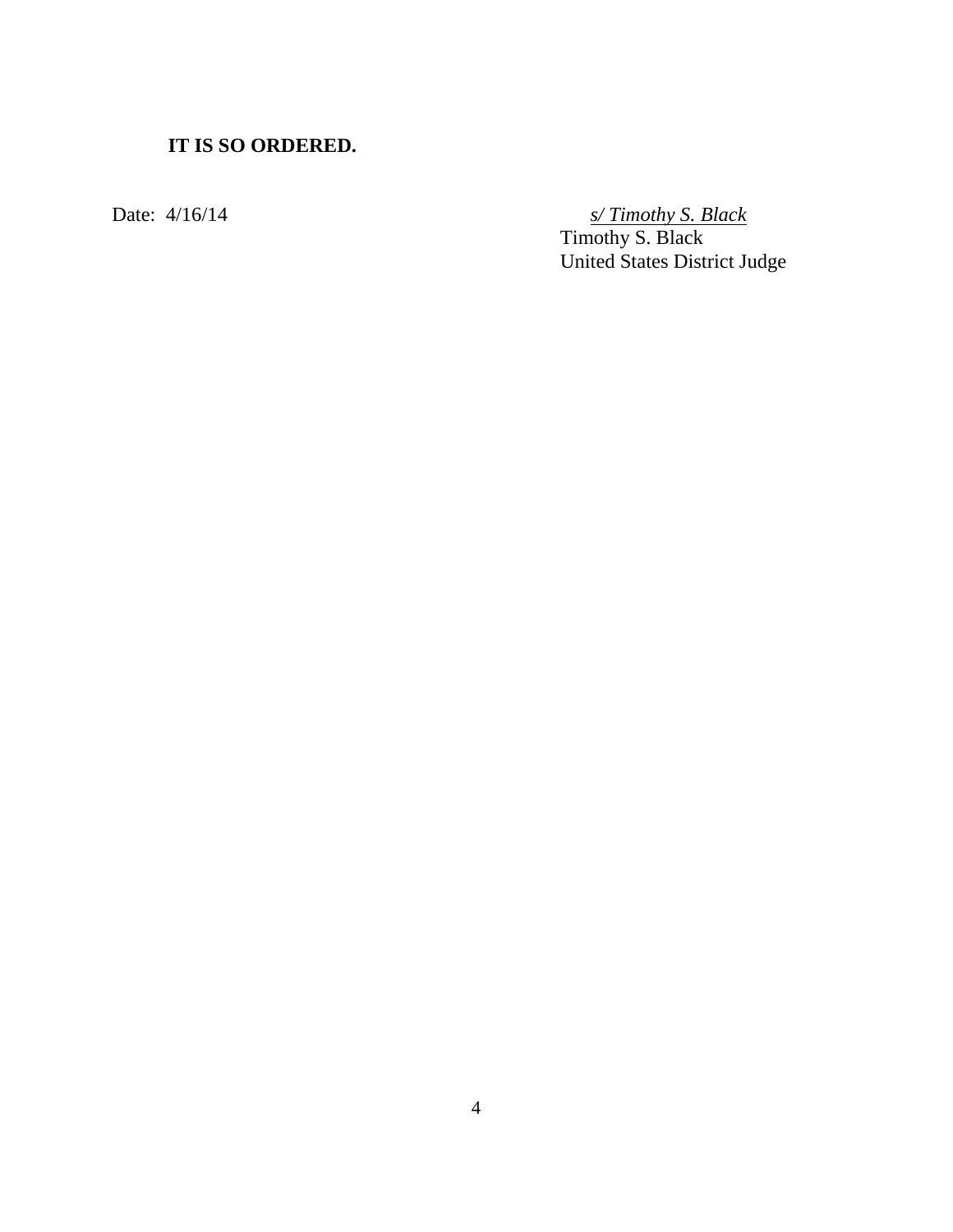**IT IS SO ORDERED.**

Date: 4/16/14

*s/ Timothy S. Black*
Timothy S. Black
United States District Judge